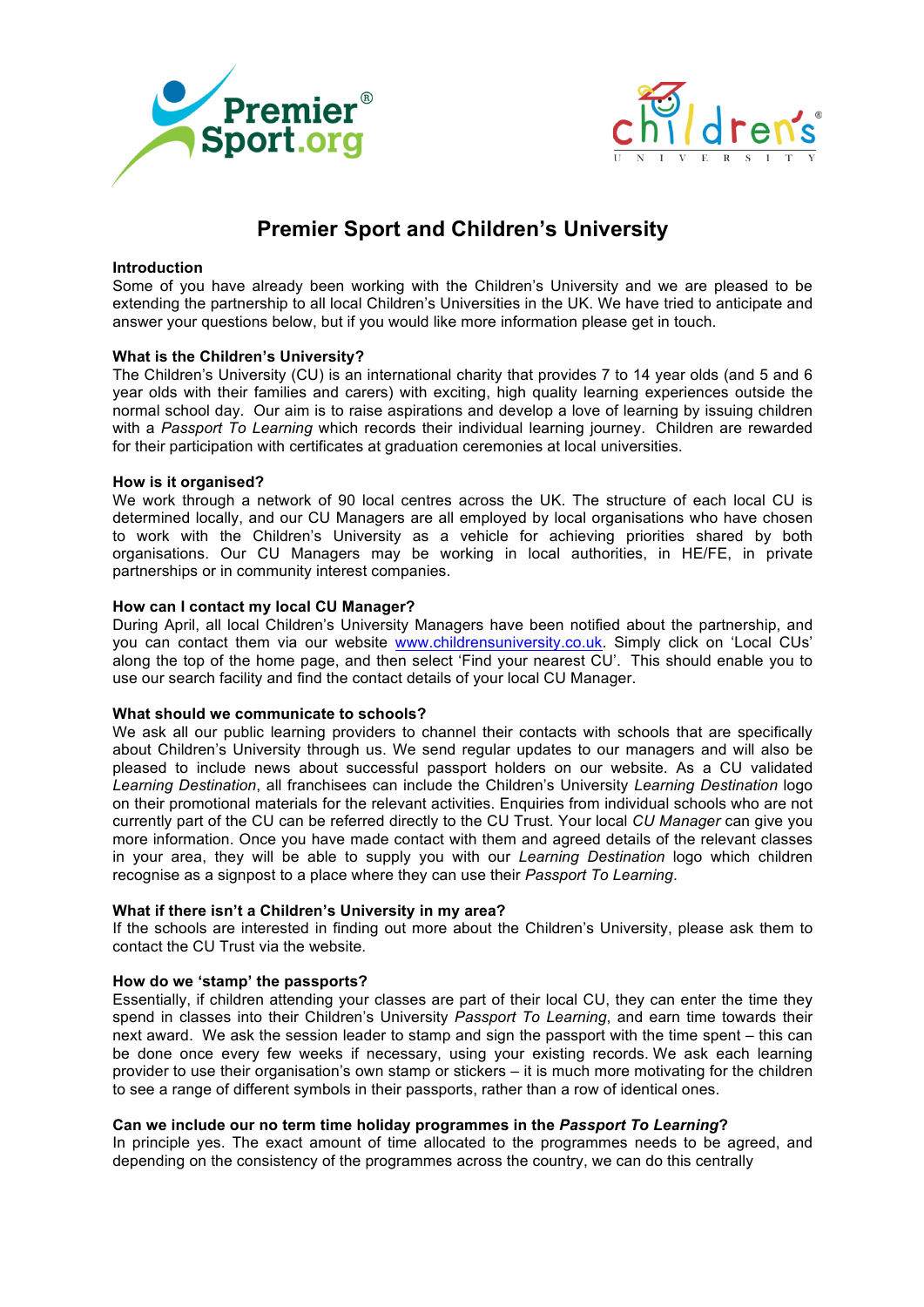# Premier Sport and Children's University

**Introduction**

Some of you have already been working with the Children's University and we are pleased to be extending the partnership to all local Children's Universities in the UK. We have tried to anticipate and answer your questions below, but if you would like more information please get in touch.

**What is the Children's University?**

The Children's University (CU) is an international charity that provides 7 to 14 year olds (and 5 and 6 year olds with their families and carers) with exciting, high quality learning experiences outside the normal school day. Our aim is to raise aspirations and develop a love of learning by issuing children with a *Passport To Learning* which records their individual learning journey. Children are rewarded for their participation with certificates at graduation ceremonies at local universities.

**How is it organised?**

We work through a network of 90 local centres across the UK. The structure of each local CU is determined locally, and our CU Managers are all employed by local organisations who have chosen to work with the Children's University as a vehicle for achieving priorities shared by both organisations. Our CU Managers may be working in local authorities, in HE/FE, in private partnerships or in community interest companies.

**How can I contact my local CU Manager?**

During April, all local Children's University Managers have been notified about the partnership, and you can contact them via our website www.childrensuniversity.co.uk. Simply click on 'Local CUs' along the top of the home page, and then select 'Find your nearest CU'. This should enable you to use our search facility and find the contact details of your local CU Manager.

**What should we communicate to schools?**

We ask all our public learning providers to channel their contacts with schools that are specifically about Children's University through us. We send regular updates to our managers and will also be pleased to include news about successful passport holders on our website. As a CU validated *Learning Destination*, all franchisees can include the Children's University *Learning Destination* logo on their promotional materials for the relevant activities. Enquiries from individual schools who are not currently part of the CU can be referred directly to the CU Trust. Your local *CU Manager* can give you more information. Once you have made contact with them and agreed details of the relevant classes in your area, they will be able to supply you with our *Learning Destination* logo which children recognise as a signpost to a place where they can use their *Passport To Learning*.

**What if there isn't a Children's University in my area?**

If the schools are interested in finding out more about the Children's University, please ask them to contact the CU Trust via the website.

**How do we 'stamp' the passports?**

Essentially, if children attending your classes are part of their local CU, they can enter the time they spend in classes into their Children's University *Passport To Learning*, and earn time towards their next award. We ask the session leader to stamp and sign the passport with the time spent – this can be done once every few weeks if necessary, using your existing records. We ask each learning provider to use their organisation's own stamp or stickers – it is much more motivating for the children to see a range of different symbols in their passports, rather than a row of identical ones.

**Can we include our no term time holiday programmes in the *Passport To Learning*?**

In principle yes. The exact amount of time allocated to the programmes needs to be agreed, and depending on the consistency of the programmes across the country, we can do this centrally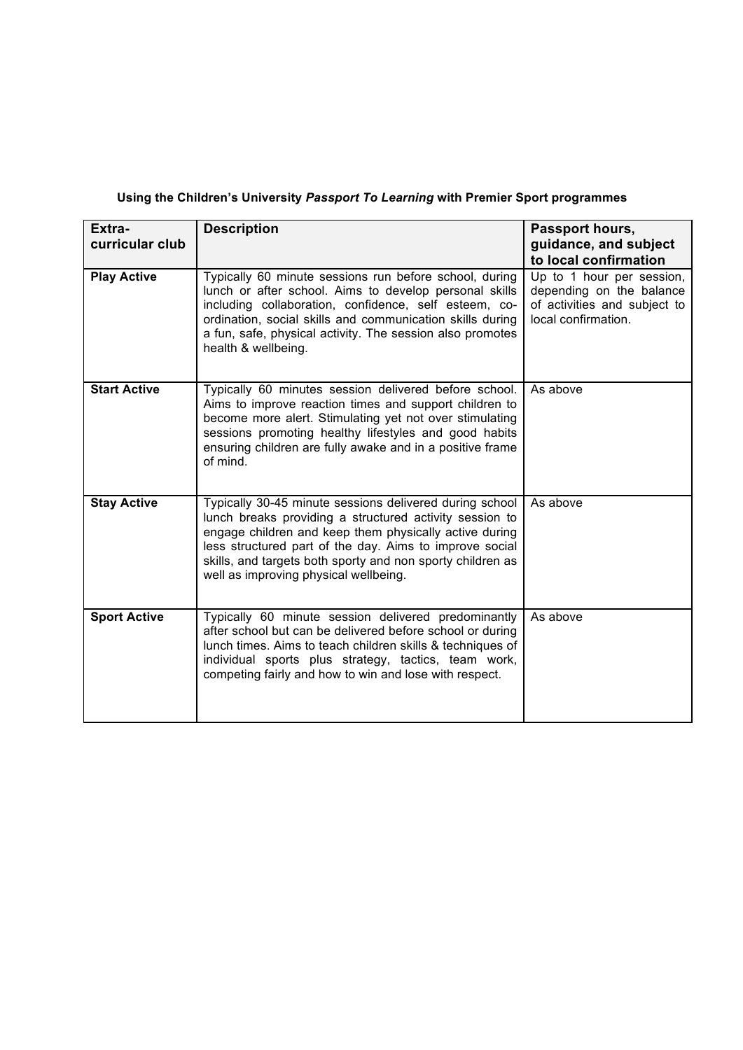**Using the Children's University *Passport To Learning* with Premier Sport programmes**

| Extra-curricular club | Description | Passport hours, guidance, and subject to local confirmation |
|---|---|---|
| **Play Active** | Typically 60 minute sessions run before school, during lunch or after school. Aims to develop personal skills including collaboration, confidence, self esteem, co-ordination, social skills and communication skills during a fun, safe, physical activity. The session also promotes health & wellbeing. | Up to 1 hour per session, depending on the balance of activities and subject to local confirmation. |
| **Start Active** | Typically 60 minutes session delivered before school. Aims to improve reaction times and support children to become more alert. Stimulating yet not over stimulating sessions promoting healthy lifestyles and good habits ensuring children are fully awake and in a positive frame of mind. | As above |
| **Stay Active** | Typically 30-45 minute sessions delivered during school lunch breaks providing a structured activity session to engage children and keep them physically active during less structured part of the day. Aims to improve social skills, and targets both sporty and non sporty children as well as improving physical wellbeing. | As above |
| **Sport Active** | Typically 60 minute session delivered predominantly after school but can be delivered before school or during lunch times. Aims to teach children skills & techniques of individual sports plus strategy, tactics, team work, competing fairly and how to win and lose with respect. | As above |